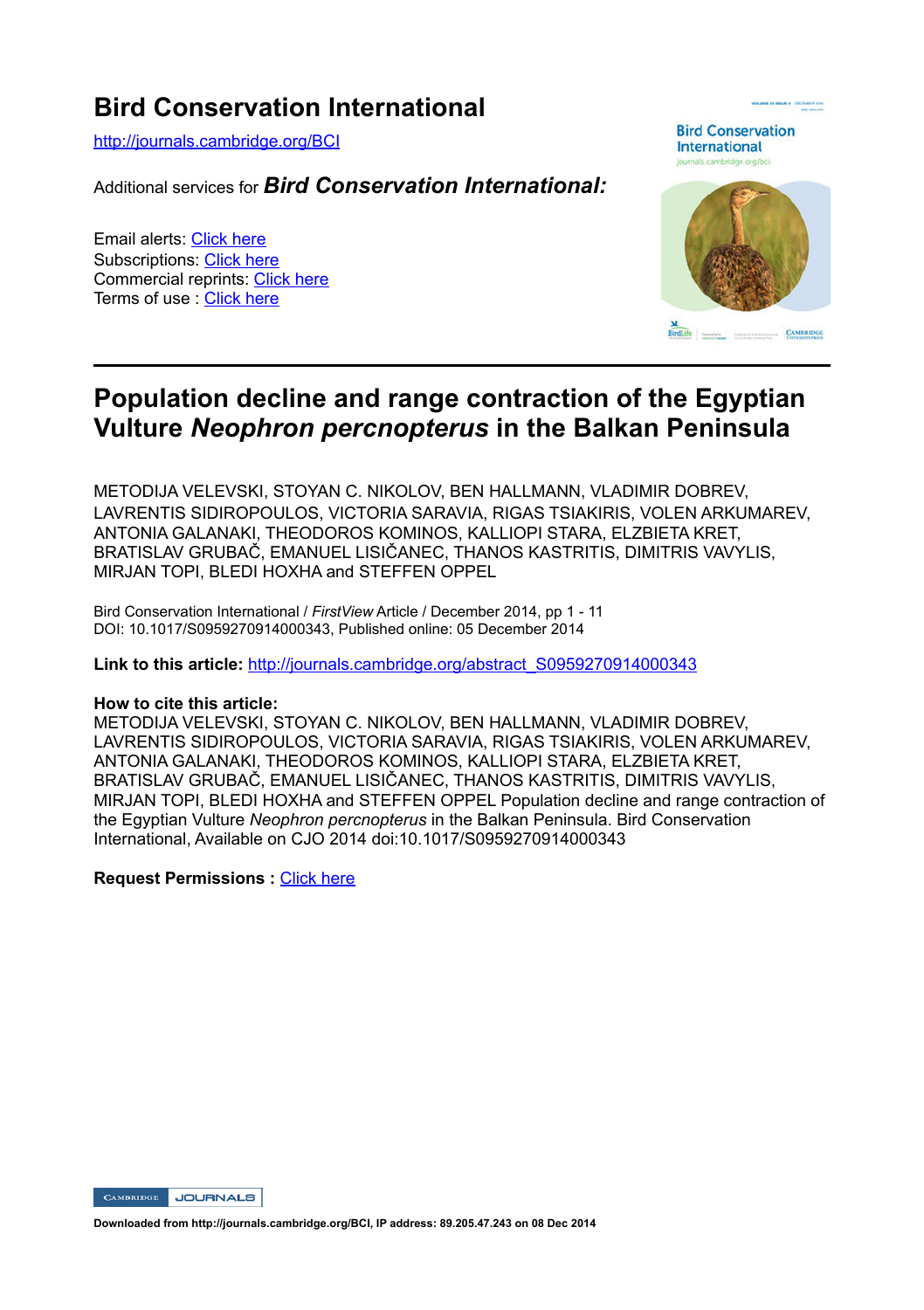# Bird Conservation International

http://journals.cambridge.org/BCI

Additional services for ***Bird Conservation International:***

Email alerts: Click here
Subscriptions: Click here
Commercial reprints: Click here
Terms of use : Click here

## Population decline and range contraction of the Egyptian Vulture *Neophron percnopterus* in the Balkan Peninsula

METODIJA VELEVSKI, STOYAN C. NIKOLOV, BEN HALLMANN, VLADIMIR DOBREV, LAVRENTIS SIDIROPOULOS, VICTORIA SARAVIA, RIGAS TSIAKIRIS, VOLEN ARKUMAREV, ANTONIA GALANAKI, THEODOROS KOMINOS, KALLIOPI STARA, ELZBIETA KRET, BRATISLAV GRUBAČ, EMANUEL LISIČANEC, THANOS KASTRITIS, DIMITRIS VAVYLIS, MIRJAN TOPI, BLEDI HOXHA and STEFFEN OPPEL

Bird Conservation International / *FirstView* Article / December 2014, pp 1 - 11
DOI: 10.1017/S0959270914000343, Published online: 05 December 2014

**Link to this article:** http://journals.cambridge.org/abstract_S0959270914000343

**How to cite this article:**
METODIJA VELEVSKI, STOYAN C. NIKOLOV, BEN HALLMANN, VLADIMIR DOBREV, LAVRENTIS SIDIROPOULOS, VICTORIA SARAVIA, RIGAS TSIAKIRIS, VOLEN ARKUMAREV, ANTONIA GALANAKI, THEODOROS KOMINOS, KALLIOPI STARA, ELZBIETA KRET, BRATISLAV GRUBAČ, EMANUEL LISIČANEC, THANOS KASTRITIS, DIMITRIS VAVYLIS, MIRJAN TOPI, BLEDI HOXHA and STEFFEN OPPEL Population decline and range contraction of the Egyptian Vulture *Neophron percnopterus* in the Balkan Peninsula. Bird Conservation International, Available on CJO 2014 doi:10.1017/S0959270914000343

**Request Permissions :** Click here

Downloaded from http://journals.cambridge.org/BCI, IP address: 89.205.47.243 on 08 Dec 2014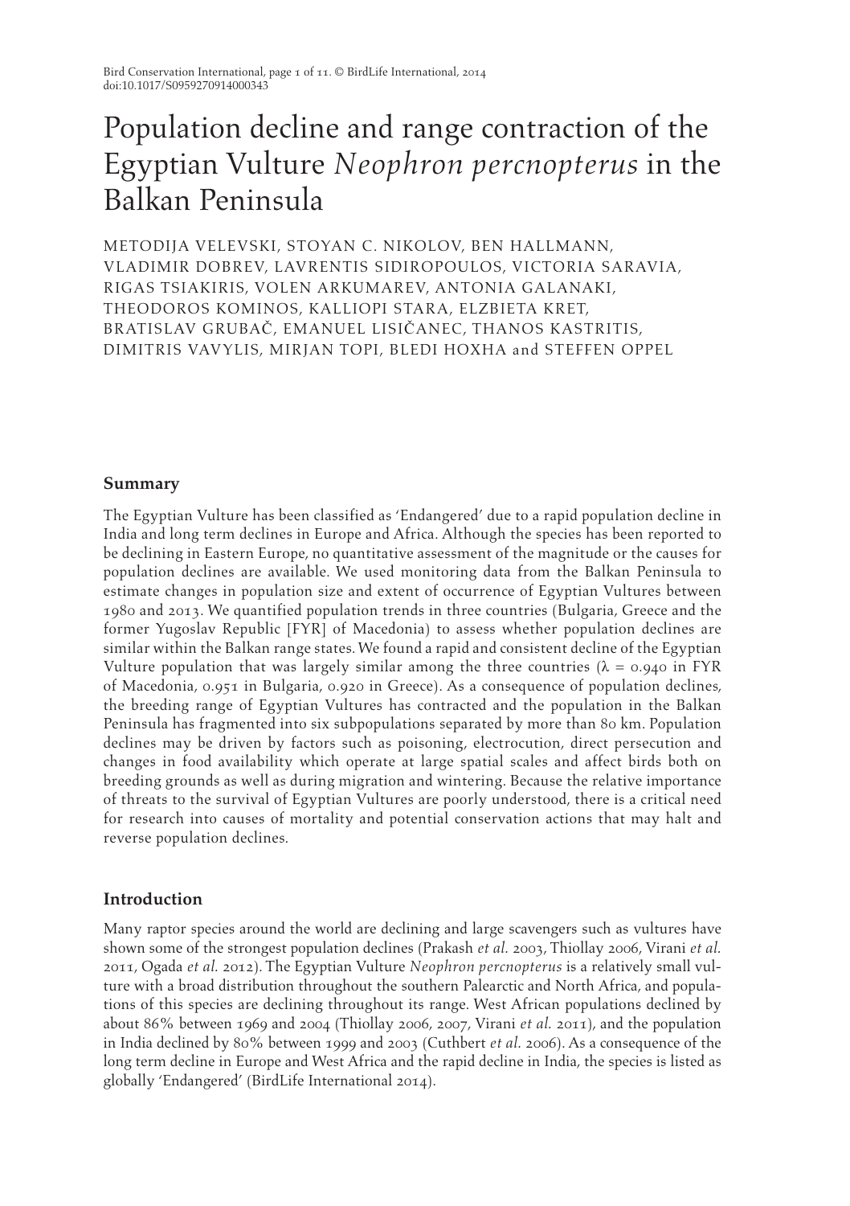# Population decline and range contraction of the Egyptian Vulture *Neophron percnopterus* in the Balkan Peninsula

METODIJA VELEVSKI, STOYAN C. NIKOLOV, BEN HALLMANN, VLADIMIR DOBREV, LAVRENTIS SIDIROPOULOS, VICTORIA SARAVIA, RIGAS TSIAKIRIS, VOLEN ARKUMAREV, ANTONIA GALANAKI, THEODOROS KOMINOS, KALLIOPI STARA, ELZBIETA KRET, BRATISLAV GRUBAČ, EMANUEL LISIČANEC, THANOS KASTRITIS, DIMITRIS VAVYLIS, MIRJAN TOPI, BLEDI HOXHA and STEFFEN OPPEL

## Summary

The Egyptian Vulture has been classified as 'Endangered' due to a rapid population decline in India and long term declines in Europe and Africa. Although the species has been reported to be declining in Eastern Europe, no quantitative assessment of the magnitude or the causes for population declines are available. We used monitoring data from the Balkan Peninsula to estimate changes in population size and extent of occurrence of Egyptian Vultures between 1980 and 2013. We quantified population trends in three countries (Bulgaria, Greece and the former Yugoslav Republic [FYR] of Macedonia) to assess whether population declines are similar within the Balkan range states. We found a rapid and consistent decline of the Egyptian Vulture population that was largely similar among the three countries ($\lambda = 0.940$ in FYR of Macedonia, 0.951 in Bulgaria, 0.920 in Greece). As a consequence of population declines, the breeding range of Egyptian Vultures has contracted and the population in the Balkan Peninsula has fragmented into six subpopulations separated by more than 80 km. Population declines may be driven by factors such as poisoning, electrocution, direct persecution and changes in food availability which operate at large spatial scales and affect birds both on breeding grounds as well as during migration and wintering. Because the relative importance of threats to the survival of Egyptian Vultures are poorly understood, there is a critical need for research into causes of mortality and potential conservation actions that may halt and reverse population declines.

## Introduction

Many raptor species around the world are declining and large scavengers such as vultures have shown some of the strongest population declines (Prakash *et al.* 2003, Thiollay 2006, Virani *et al.* 2011, Ogada *et al.* 2012). The Egyptian Vulture *Neophron percnopterus* is a relatively small vulture with a broad distribution throughout the southern Palearctic and North Africa, and populations of this species are declining throughout its range. West African populations declined by about 86% between 1969 and 2004 (Thiollay 2006, 2007, Virani *et al.* 2011), and the population in India declined by 80% between 1999 and 2003 (Cuthbert *et al.* 2006). As a consequence of the long term decline in Europe and West Africa and the rapid decline in India, the species is listed as globally 'Endangered' (BirdLife International 2014).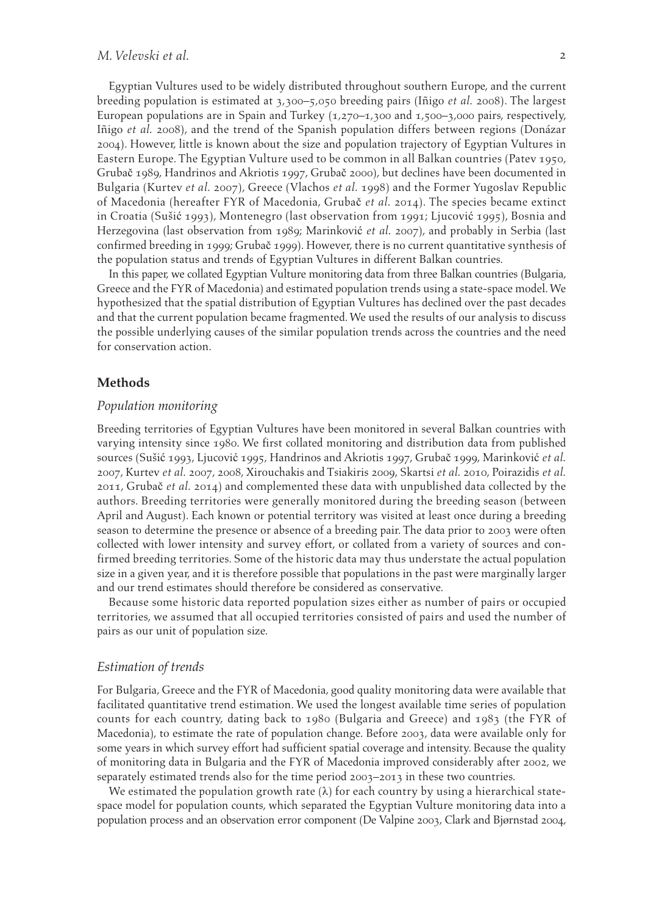Egyptian Vultures used to be widely distributed throughout southern Europe, and the current breeding population is estimated at 3,300–5,050 breeding pairs (Iñigo *et al.* 2008). The largest European populations are in Spain and Turkey (1,270–1,300 and 1,500–3,000 pairs, respectively, Iñigo *et al.* 2008), and the trend of the Spanish population differs between regions (Donázar 2004). However, little is known about the size and population trajectory of Egyptian Vultures in Eastern Europe. The Egyptian Vulture used to be common in all Balkan countries (Patev 1950, Grubač 1989, Handrinos and Akriotis 1997, Grubač 2000), but declines have been documented in Bulgaria (Kurtev *et al.* 2007), Greece (Vlachos *et al.* 1998) and the Former Yugoslav Republic of Macedonia (hereafter FYR of Macedonia, Grubač *et al.* 2014). The species became extinct in Croatia (Sušić 1993), Montenegro (last observation from 1991; Ljucović 1995), Bosnia and Herzegovina (last observation from 1989; Marinković *et al.* 2007), and probably in Serbia (last confirmed breeding in 1999; Grubač 1999). However, there is no current quantitative synthesis of the population status and trends of Egyptian Vultures in different Balkan countries.

In this paper, we collated Egyptian Vulture monitoring data from three Balkan countries (Bulgaria, Greece and the FYR of Macedonia) and estimated population trends using a state-space model. We hypothesized that the spatial distribution of Egyptian Vultures has declined over the past decades and that the current population became fragmented. We used the results of our analysis to discuss the possible underlying causes of the similar population trends across the countries and the need for conservation action.

## Methods

### *Population monitoring*

Breeding territories of Egyptian Vultures have been monitored in several Balkan countries with varying intensity since 1980. We first collated monitoring and distribution data from published sources (Sušić 1993, Ljucović 1995, Handrinos and Akriotis 1997, Grubač 1999, Marinković *et al.* 2007, Kurtev *et al.* 2007, 2008, Xirouchakis and Tsiakiris 2009, Skartsi *et al.* 2010, Poirazidis *et al.* 2011, Grubač *et al.* 2014) and complemented these data with unpublished data collected by the authors. Breeding territories were generally monitored during the breeding season (between April and August). Each known or potential territory was visited at least once during a breeding season to determine the presence or absence of a breeding pair. The data prior to 2003 were often collected with lower intensity and survey effort, or collated from a variety of sources and confirmed breeding territories. Some of the historic data may thus understate the actual population size in a given year, and it is therefore possible that populations in the past were marginally larger and our trend estimates should therefore be considered as conservative.

Because some historic data reported population sizes either as number of pairs or occupied territories, we assumed that all occupied territories consisted of pairs and used the number of pairs as our unit of population size.

### *Estimation of trends*

For Bulgaria, Greece and the FYR of Macedonia, good quality monitoring data were available that facilitated quantitative trend estimation. We used the longest available time series of population counts for each country, dating back to 1980 (Bulgaria and Greece) and 1983 (the FYR of Macedonia), to estimate the rate of population change. Before 2003, data were available only for some years in which survey effort had sufficient spatial coverage and intensity. Because the quality of monitoring data in Bulgaria and the FYR of Macedonia improved considerably after 2002, we separately estimated trends also for the time period 2003–2013 in these two countries.

We estimated the population growth rate ($\lambda$) for each country by using a hierarchical state-space model for population counts, which separated the Egyptian Vulture monitoring data into a population process and an observation error component (De Valpine 2003, Clark and Bjørnstad 2004,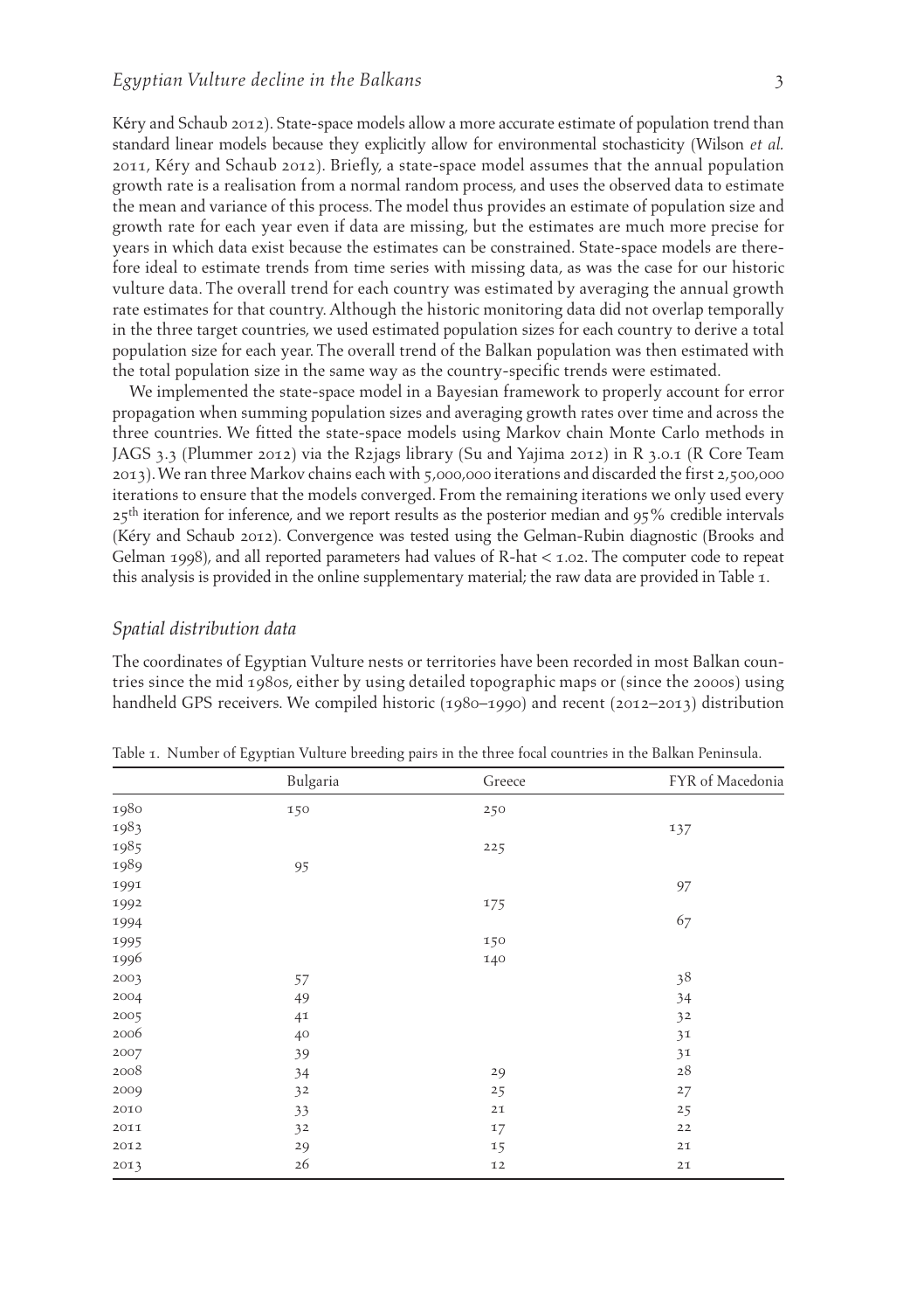Kéry and Schaub 2012). State-space models allow a more accurate estimate of population trend than standard linear models because they explicitly allow for environmental stochasticity (Wilson *et al.* 2011, Kéry and Schaub 2012). Briefly, a state-space model assumes that the annual population growth rate is a realisation from a normal random process, and uses the observed data to estimate the mean and variance of this process. The model thus provides an estimate of population size and growth rate for each year even if data are missing, but the estimates are much more precise for years in which data exist because the estimates can be constrained. State-space models are therefore ideal to estimate trends from time series with missing data, as was the case for our historic vulture data. The overall trend for each country was estimated by averaging the annual growth rate estimates for that country. Although the historic monitoring data did not overlap temporally in the three target countries, we used estimated population sizes for each country to derive a total population size for each year. The overall trend of the Balkan population was then estimated with the total population size in the same way as the country-specific trends were estimated.

We implemented the state-space model in a Bayesian framework to properly account for error propagation when summing population sizes and averaging growth rates over time and across the three countries. We fitted the state-space models using Markov chain Monte Carlo methods in JAGS 3.3 (Plummer 2012) via the R2jags library (Su and Yajima 2012) in R 3.0.1 (R Core Team 2013). We ran three Markov chains each with 5,000,000 iterations and discarded the first 2,500,000 iterations to ensure that the models converged. From the remaining iterations we only used every 25th iteration for inference, and we report results as the posterior median and 95% credible intervals (Kéry and Schaub 2012). Convergence was tested using the Gelman-Rubin diagnostic (Brooks and Gelman 1998), and all reported parameters had values of R-hat < 1.02. The computer code to repeat this analysis is provided in the online supplementary material; the raw data are provided in Table 1.

### *Spatial distribution data*

The coordinates of Egyptian Vulture nests or territories have been recorded in most Balkan countries since the mid 1980s, either by using detailed topographic maps or (since the 2000s) using handheld GPS receivers. We compiled historic (1980–1990) and recent (2012–2013) distribution

Table 1. Number of Egyptian Vulture breeding pairs in the three focal countries in the Balkan Peninsula.

| | Bulgaria | Greece | FYR of Macedonia |
|---|---|---|---|
| 1980 | 150 | 250 | |
| 1983 | | | 137 |
| 1985 | | 225 | |
| 1989 | 95 | | |
| 1991 | | | 97 |
| 1992 | | 175 | |
| 1994 | | | 67 |
| 1995 | | 150 | |
| 1996 | | 140 | |
| 2003 | 57 | | 38 |
| 2004 | 49 | | 34 |
| 2005 | 41 | | 32 |
| 2006 | 40 | | 31 |
| 2007 | 39 | | 31 |
| 2008 | 34 | 29 | 28 |
| 2009 | 32 | 25 | 27 |
| 2010 | 33 | 21 | 25 |
| 2011 | 32 | 17 | 22 |
| 2012 | 29 | 15 | 21 |
| 2013 | 26 | 12 | 21 |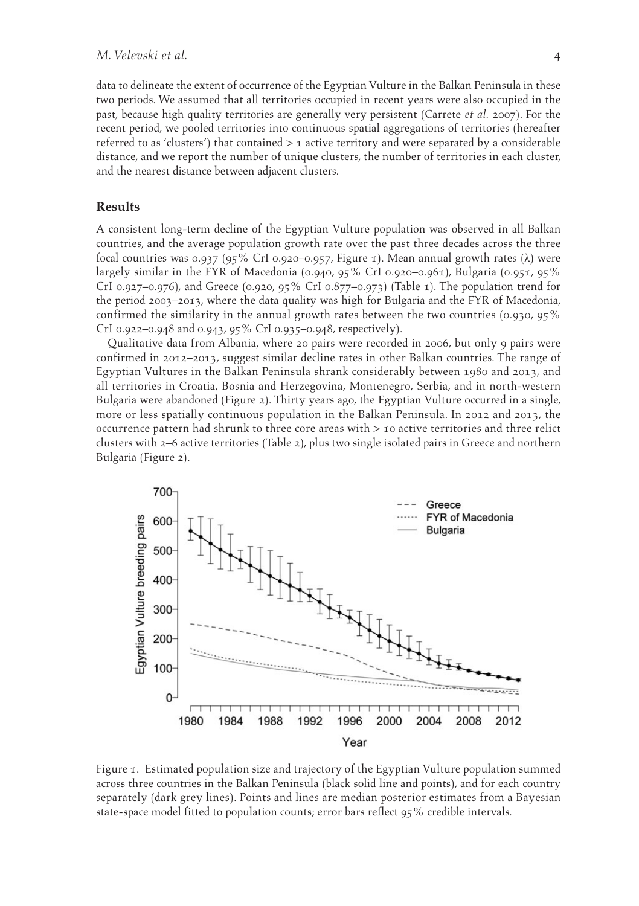data to delineate the extent of occurrence of the Egyptian Vulture in the Balkan Peninsula in these two periods. We assumed that all territories occupied in recent years were also occupied in the past, because high quality territories are generally very persistent (Carrete *et al.* 2007). For the recent period, we pooled territories into continuous spatial aggregations of territories (hereafter referred to as 'clusters') that contained > 1 active territory and were separated by a considerable distance, and we report the number of unique clusters, the number of territories in each cluster, and the nearest distance between adjacent clusters.

## Results

A consistent long-term decline of the Egyptian Vulture population was observed in all Balkan countries, and the average population growth rate over the past three decades across the three focal countries was 0.937 (95% CrI 0.920–0.957, Figure 1). Mean annual growth rates (λ) were largely similar in the FYR of Macedonia (0.940, 95% CrI 0.920–0.961), Bulgaria (0.951, 95% CrI 0.927–0.976), and Greece (0.920, 95% CrI 0.877–0.973) (Table 1). The population trend for the period 2003–2013, where the data quality was high for Bulgaria and the FYR of Macedonia, confirmed the similarity in the annual growth rates between the two countries (0.930, 95% CrI 0.922–0.948 and 0.943, 95% CrI 0.935–0.948, respectively).

Qualitative data from Albania, where 20 pairs were recorded in 2006, but only 9 pairs were confirmed in 2012–2013, suggest similar decline rates in other Balkan countries. The range of Egyptian Vultures in the Balkan Peninsula shrank considerably between 1980 and 2013, and all territories in Croatia, Bosnia and Herzegovina, Montenegro, Serbia, and in north-western Bulgaria were abandoned (Figure 2). Thirty years ago, the Egyptian Vulture occurred in a single, more or less spatially continuous population in the Balkan Peninsula. In 2012 and 2013, the occurrence pattern had shrunk to three core areas with > 10 active territories and three relict clusters with 2–6 active territories (Table 2), plus two single isolated pairs in Greece and northern Bulgaria (Figure 2).

Figure 1. Estimated population size and trajectory of the Egyptian Vulture population summed across three countries in the Balkan Peninsula (black solid line and points), and for each country separately (dark grey lines). Points and lines are median posterior estimates from a Bayesian state-space model fitted to population counts; error bars reflect 95% credible intervals.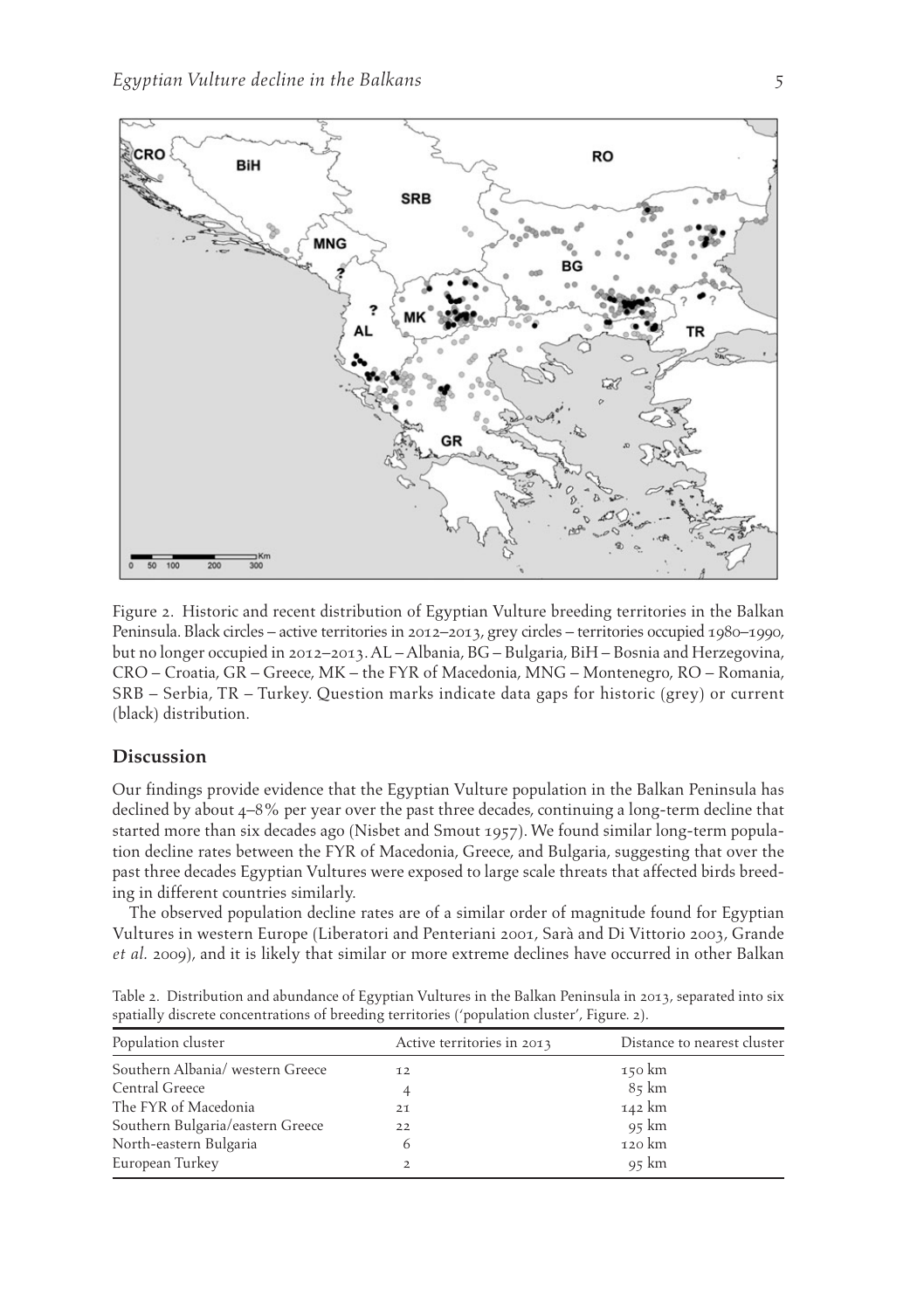Figure 2. Historic and recent distribution of Egyptian Vulture breeding territories in the Balkan Peninsula. Black circles – active territories in 2012–2013, grey circles – territories occupied 1980–1990, but no longer occupied in 2012–2013. AL – Albania, BG – Bulgaria, BiH – Bosnia and Herzegovina, CRO – Croatia, GR – Greece, MK – the FYR of Macedonia, MNG – Montenegro, RO – Romania, SRB – Serbia, TR – Turkey. Question marks indicate data gaps for historic (grey) or current (black) distribution.

## Discussion

Our findings provide evidence that the Egyptian Vulture population in the Balkan Peninsula has declined by about 4–8% per year over the past three decades, continuing a long-term decline that started more than six decades ago (Nisbet and Smout 1957). We found similar long-term population decline rates between the FYR of Macedonia, Greece, and Bulgaria, suggesting that over the past three decades Egyptian Vultures were exposed to large scale threats that affected birds breeding in different countries similarly.

The observed population decline rates are of a similar order of magnitude found for Egyptian Vultures in western Europe (Liberatori and Penteriani 2001, Sarà and Di Vittorio 2003, Grande *et al.* 2009), and it is likely that similar or more extreme declines have occurred in other Balkan

Table 2. Distribution and abundance of Egyptian Vultures in the Balkan Peninsula in 2013, separated into six spatially discrete concentrations of breeding territories ('population cluster', Figure. 2).

| Population cluster | Active territories in 2013 | Distance to nearest cluster |
|---|---|---|
| Southern Albania/ western Greece | 12 | 150 km |
| Central Greece | 4 | 85 km |
| The FYR of Macedonia | 21 | 142 km |
| Southern Bulgaria/eastern Greece | 22 | 95 km |
| North-eastern Bulgaria | 6 | 120 km |
| European Turkey | 2 | 95 km |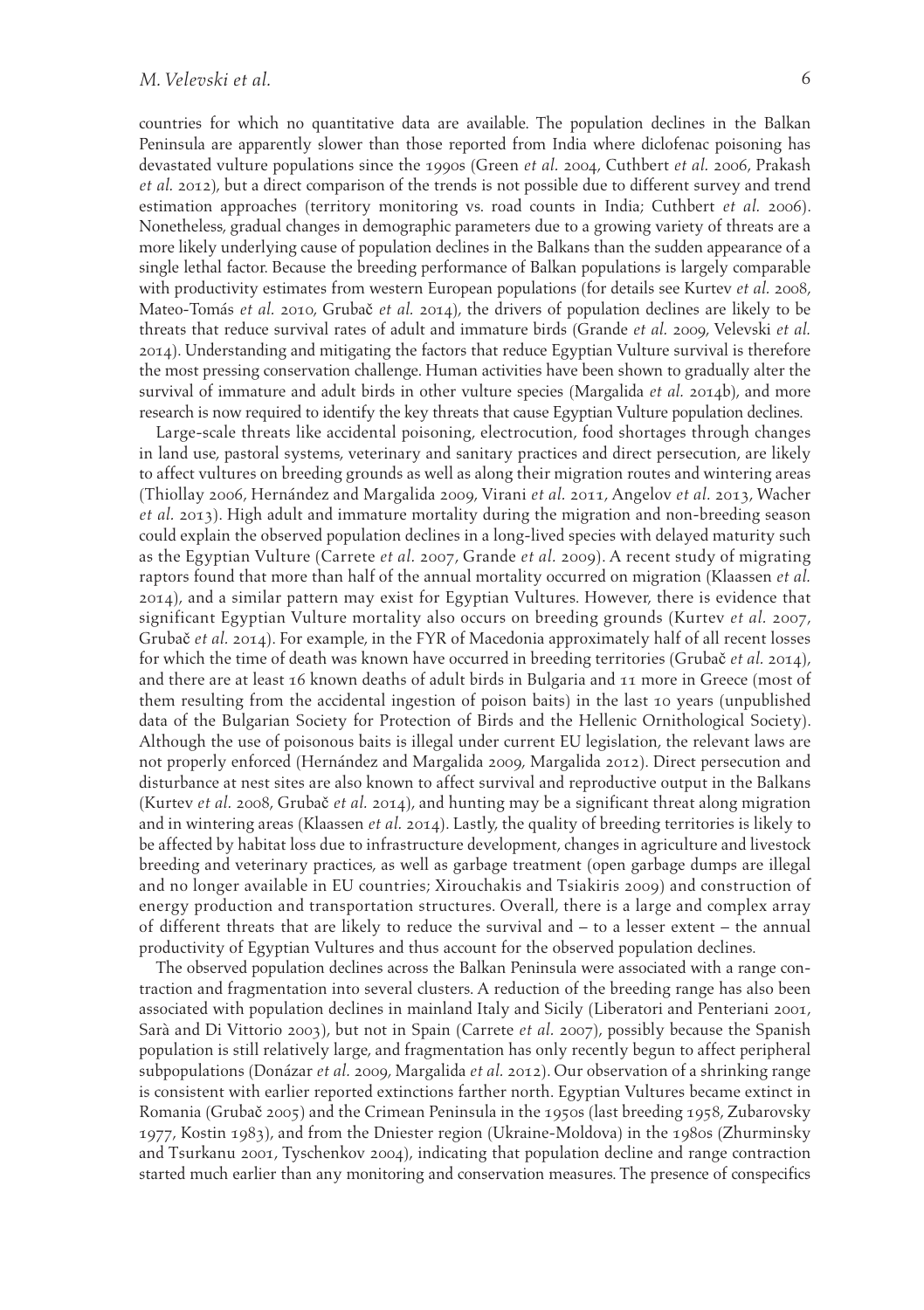countries for which no quantitative data are available. The population declines in the Balkan Peninsula are apparently slower than those reported from India where diclofenac poisoning has devastated vulture populations since the 1990s (Green *et al.* 2004, Cuthbert *et al.* 2006, Prakash *et al.* 2012), but a direct comparison of the trends is not possible due to different survey and trend estimation approaches (territory monitoring vs. road counts in India; Cuthbert *et al.* 2006). Nonetheless, gradual changes in demographic parameters due to a growing variety of threats are a more likely underlying cause of population declines in the Balkans than the sudden appearance of a single lethal factor. Because the breeding performance of Balkan populations is largely comparable with productivity estimates from western European populations (for details see Kurtev *et al.* 2008, Mateo-Tomás *et al.* 2010, Grubač *et al.* 2014), the drivers of population declines are likely to be threats that reduce survival rates of adult and immature birds (Grande *et al.* 2009, Velevski *et al.* 2014). Understanding and mitigating the factors that reduce Egyptian Vulture survival is therefore the most pressing conservation challenge. Human activities have been shown to gradually alter the survival of immature and adult birds in other vulture species (Margalida *et al.* 2014b), and more research is now required to identify the key threats that cause Egyptian Vulture population declines.

Large-scale threats like accidental poisoning, electrocution, food shortages through changes in land use, pastoral systems, veterinary and sanitary practices and direct persecution, are likely to affect vultures on breeding grounds as well as along their migration routes and wintering areas (Thiollay 2006, Hernández and Margalida 2009, Virani *et al.* 2011, Angelov *et al.* 2013, Wacher *et al.* 2013). High adult and immature mortality during the migration and non-breeding season could explain the observed population declines in a long-lived species with delayed maturity such as the Egyptian Vulture (Carrete *et al.* 2007, Grande *et al.* 2009). A recent study of migrating raptors found that more than half of the annual mortality occurred on migration (Klaassen *et al.* 2014), and a similar pattern may exist for Egyptian Vultures. However, there is evidence that significant Egyptian Vulture mortality also occurs on breeding grounds (Kurtev *et al.* 2007, Grubač *et al.* 2014). For example, in the FYR of Macedonia approximately half of all recent losses for which the time of death was known have occurred in breeding territories (Grubač *et al.* 2014), and there are at least 16 known deaths of adult birds in Bulgaria and 11 more in Greece (most of them resulting from the accidental ingestion of poison baits) in the last 10 years (unpublished data of the Bulgarian Society for Protection of Birds and the Hellenic Ornithological Society). Although the use of poisonous baits is illegal under current EU legislation, the relevant laws are not properly enforced (Hernández and Margalida 2009, Margalida 2012). Direct persecution and disturbance at nest sites are also known to affect survival and reproductive output in the Balkans (Kurtev *et al.* 2008, Grubač *et al.* 2014), and hunting may be a significant threat along migration and in wintering areas (Klaassen *et al.* 2014). Lastly, the quality of breeding territories is likely to be affected by habitat loss due to infrastructure development, changes in agriculture and livestock breeding and veterinary practices, as well as garbage treatment (open garbage dumps are illegal and no longer available in EU countries; Xirouchakis and Tsiakiris 2009) and construction of energy production and transportation structures. Overall, there is a large and complex array of different threats that are likely to reduce the survival and – to a lesser extent – the annual productivity of Egyptian Vultures and thus account for the observed population declines.

The observed population declines across the Balkan Peninsula were associated with a range contraction and fragmentation into several clusters. A reduction of the breeding range has also been associated with population declines in mainland Italy and Sicily (Liberatori and Penteriani 2001, Sarà and Di Vittorio 2003), but not in Spain (Carrete *et al.* 2007), possibly because the Spanish population is still relatively large, and fragmentation has only recently begun to affect peripheral subpopulations (Donázar *et al.* 2009, Margalida *et al.* 2012). Our observation of a shrinking range is consistent with earlier reported extinctions farther north. Egyptian Vultures became extinct in Romania (Grubač 2005) and the Crimean Peninsula in the 1950s (last breeding 1958, Zubarovsky 1977, Kostin 1983), and from the Dniester region (Ukraine-Moldova) in the 1980s (Zhurminsky and Tsurkanu 2001, Tyschenkov 2004), indicating that population decline and range contraction started much earlier than any monitoring and conservation measures. The presence of conspecifics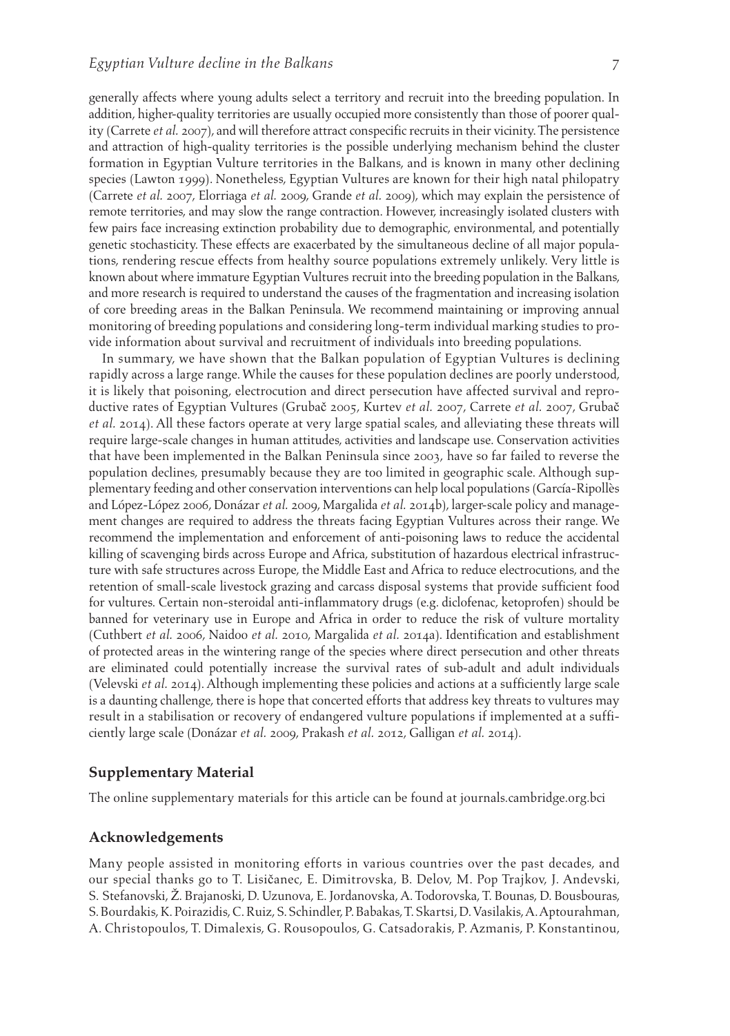generally affects where young adults select a territory and recruit into the breeding population. In addition, higher-quality territories are usually occupied more consistently than those of poorer quality (Carrete *et al.* 2007), and will therefore attract conspecific recruits in their vicinity. The persistence and attraction of high-quality territories is the possible underlying mechanism behind the cluster formation in Egyptian Vulture territories in the Balkans, and is known in many other declining species (Lawton 1999). Nonetheless, Egyptian Vultures are known for their high natal philopatry (Carrete *et al.* 2007, Elorriaga *et al.* 2009, Grande *et al.* 2009), which may explain the persistence of remote territories, and may slow the range contraction. However, increasingly isolated clusters with few pairs face increasing extinction probability due to demographic, environmental, and potentially genetic stochasticity. These effects are exacerbated by the simultaneous decline of all major populations, rendering rescue effects from healthy source populations extremely unlikely. Very little is known about where immature Egyptian Vultures recruit into the breeding population in the Balkans, and more research is required to understand the causes of the fragmentation and increasing isolation of core breeding areas in the Balkan Peninsula. We recommend maintaining or improving annual monitoring of breeding populations and considering long-term individual marking studies to provide information about survival and recruitment of individuals into breeding populations.

In summary, we have shown that the Balkan population of Egyptian Vultures is declining rapidly across a large range. While the causes for these population declines are poorly understood, it is likely that poisoning, electrocution and direct persecution have affected survival and reproductive rates of Egyptian Vultures (Grubač 2005, Kurtev *et al.* 2007, Carrete *et al.* 2007, Grubač *et al.* 2014). All these factors operate at very large spatial scales, and alleviating these threats will require large-scale changes in human attitudes, activities and landscape use. Conservation activities that have been implemented in the Balkan Peninsula since 2003, have so far failed to reverse the population declines, presumably because they are too limited in geographic scale. Although supplementary feeding and other conservation interventions can help local populations (García-Ripollès and López-López 2006, Donázar *et al.* 2009, Margalida *et al.* 2014b), larger-scale policy and management changes are required to address the threats facing Egyptian Vultures across their range. We recommend the implementation and enforcement of anti-poisoning laws to reduce the accidental killing of scavenging birds across Europe and Africa, substitution of hazardous electrical infrastructure with safe structures across Europe, the Middle East and Africa to reduce electrocutions, and the retention of small-scale livestock grazing and carcass disposal systems that provide sufficient food for vultures. Certain non-steroidal anti-inflammatory drugs (e.g. diclofenac, ketoprofen) should be banned for veterinary use in Europe and Africa in order to reduce the risk of vulture mortality (Cuthbert *et al.* 2006, Naidoo *et al.* 2010, Margalida *et al.* 2014a). Identification and establishment of protected areas in the wintering range of the species where direct persecution and other threats are eliminated could potentially increase the survival rates of sub-adult and adult individuals (Velevski *et al.* 2014). Although implementing these policies and actions at a sufficiently large scale is a daunting challenge, there is hope that concerted efforts that address key threats to vultures may result in a stabilisation or recovery of endangered vulture populations if implemented at a sufficiently large scale (Donázar *et al.* 2009, Prakash *et al.* 2012, Galligan *et al.* 2014).

## Supplementary Material

The online supplementary materials for this article can be found at journals.cambridge.org.bci

## Acknowledgements

Many people assisted in monitoring efforts in various countries over the past decades, and our special thanks go to T. Lisičanec, E. Dimitrovska, B. Delov, M. Pop Trajkov, J. Andevski, S. Stefanovski, Ž. Brajanoski, D. Uzunova, E. Jordanovska, A. Todorovska, T. Bounas, D. Bousbouras, S. Bourdakis, K. Poirazidis, C. Ruiz, S. Schindler, P. Babakas, T. Skartsi, D. Vasilakis, A. Aptourahman, A. Christopoulos, T. Dimalexis, G. Rousopoulos, G. Catsadorakis, P. Azmanis, P. Konstantinou,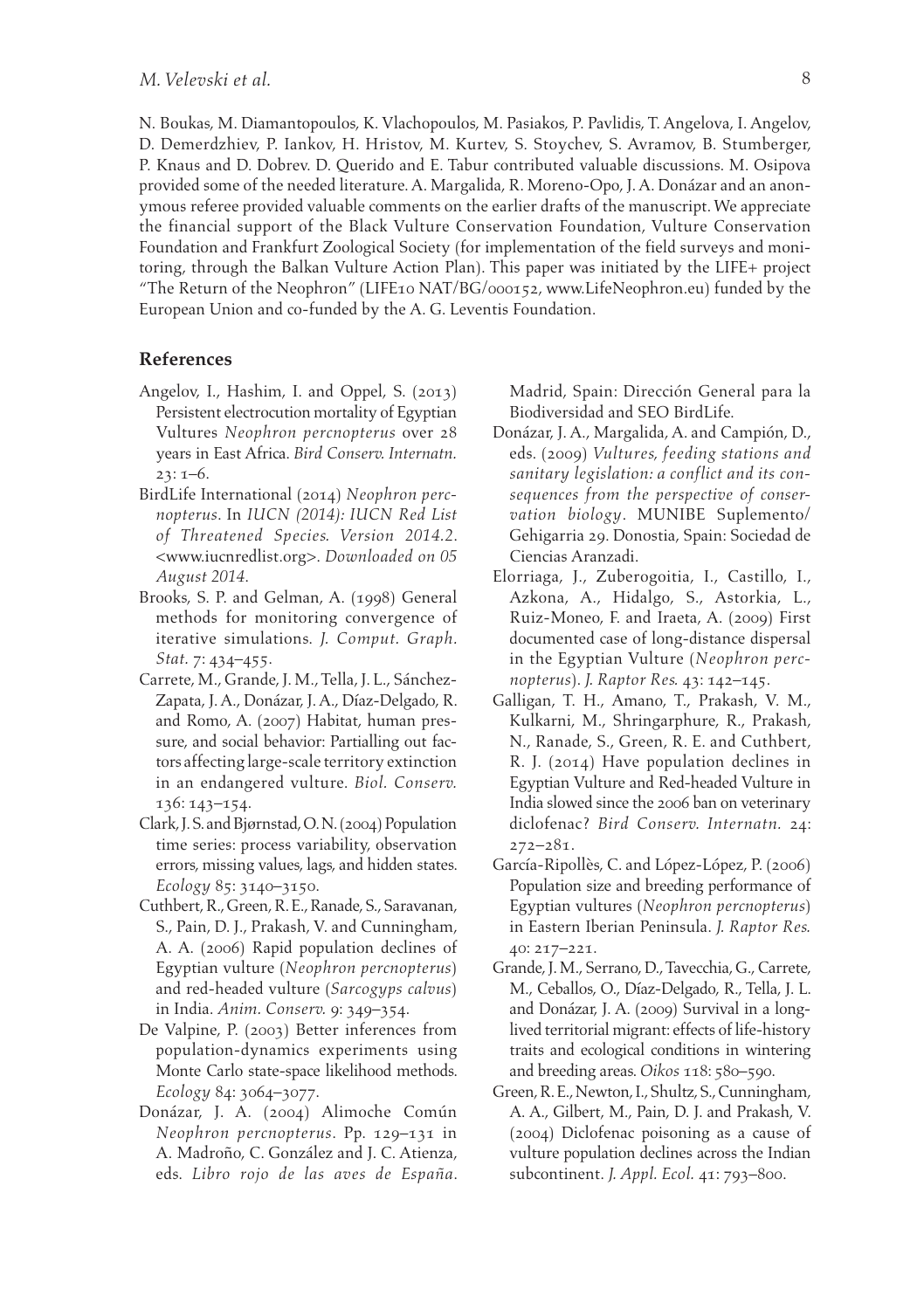N. Boukas, M. Diamantopoulos, K. Vlachopoulos, M. Pasiakos, P. Pavlidis, T. Angelova, I. Angelov, D. Demerdzhiev, P. Iankov, H. Hristov, M. Kurtev, S. Stoychev, S. Avramov, B. Stumberger, P. Knaus and D. Dobrev. D. Querido and E. Tabur contributed valuable discussions. M. Osipova provided some of the needed literature. A. Margalida, R. Moreno-Opo, J. A. Donázar and an anonymous referee provided valuable comments on the earlier drafts of the manuscript. We appreciate the financial support of the Black Vulture Conservation Foundation, Vulture Conservation Foundation and Frankfurt Zoological Society (for implementation of the field surveys and monitoring, through the Balkan Vulture Action Plan). This paper was initiated by the LIFE+ project "The Return of the Neophron" (LIFE10 NAT/BG/000152, www.LifeNeophron.eu) funded by the European Union and co-funded by the A. G. Leventis Foundation.

## References

Angelov, I., Hashim, I. and Oppel, S. (2013) Persistent electrocution mortality of Egyptian Vultures *Neophron percnopterus* over 28 years in East Africa. *Bird Conserv. Internatn.* 23: 1–6.

BirdLife International (2014) *Neophron percnopterus*. In *IUCN (2014): IUCN Red List of Threatened Species. Version 2014.2.* <www.iucnredlist.org>. *Downloaded on 05 August 2014.*

Brooks, S. P. and Gelman, A. (1998) General methods for monitoring convergence of iterative simulations. *J. Comput. Graph. Stat.* 7: 434–455.

Carrete, M., Grande, J. M., Tella, J. L., Sánchez-Zapata, J. A., Donázar, J. A., Díaz-Delgado, R. and Romo, A. (2007) Habitat, human pressure, and social behavior: Partialling out factors affecting large-scale territory extinction in an endangered vulture. *Biol. Conserv.* 136: 143–154.

Clark, J. S. and Bjørnstad, O. N. (2004) Population time series: process variability, observation errors, missing values, lags, and hidden states. *Ecology* 85: 3140–3150.

Cuthbert, R., Green, R. E., Ranade, S., Saravanan, S., Pain, D. J., Prakash, V. and Cunningham, A. A. (2006) Rapid population declines of Egyptian vulture (*Neophron percnopterus*) and red-headed vulture (*Sarcogyps calvus*) in India. *Anim. Conserv.* 9: 349–354.

De Valpine, P. (2003) Better inferences from population-dynamics experiments using Monte Carlo state-space likelihood methods. *Ecology* 84: 3064–3077.

Donázar, J. A. (2004) Alimoche Común *Neophron percnopterus*. Pp. 129–131 in A. Madroño, C. González and J. C. Atienza, eds. *Libro rojo de las aves de España*. Madrid, Spain: Dirección General para la Biodiversidad and SEO BirdLife.

Donázar, J. A., Margalida, A. and Campión, D., eds. (2009) *Vultures, feeding stations and sanitary legislation: a conflict and its consequences from the perspective of conservation biology*. MUNIBE Suplemento/ Gehigarria 29. Donostia, Spain: Sociedad de Ciencias Aranzadi.

Elorriaga, J., Zuberogoitia, I., Castillo, I., Azkona, A., Hidalgo, S., Astorkia, L., Ruiz-Moneo, F. and Iraeta, A. (2009) First documented case of long-distance dispersal in the Egyptian Vulture (*Neophron percnopterus*). *J. Raptor Res.* 43: 142–145.

Galligan, T. H., Amano, T., Prakash, V. M., Kulkarni, M., Shringarphure, R., Prakash, N., Ranade, S., Green, R. E. and Cuthbert, R. J. (2014) Have population declines in Egyptian Vulture and Red-headed Vulture in India slowed since the 2006 ban on veterinary diclofenac? *Bird Conserv. Internatn.* 24: 272–281.

García-Ripollès, C. and López-López, P. (2006) Population size and breeding performance of Egyptian vultures (*Neophron percnopterus*) in Eastern Iberian Peninsula. *J. Raptor Res.* 40: 217–221.

Grande, J. M., Serrano, D., Tavecchia, G., Carrete, M., Ceballos, O., Díaz-Delgado, R., Tella, J. L. and Donázar, J. A. (2009) Survival in a long-lived territorial migrant: effects of life-history traits and ecological conditions in wintering and breeding areas. *Oikos* 118: 580–590.

Green, R. E., Newton, I., Shultz, S., Cunningham, A. A., Gilbert, M., Pain, D. J. and Prakash, V. (2004) Diclofenac poisoning as a cause of vulture population declines across the Indian subcontinent. *J. Appl. Ecol.* 41: 793–800.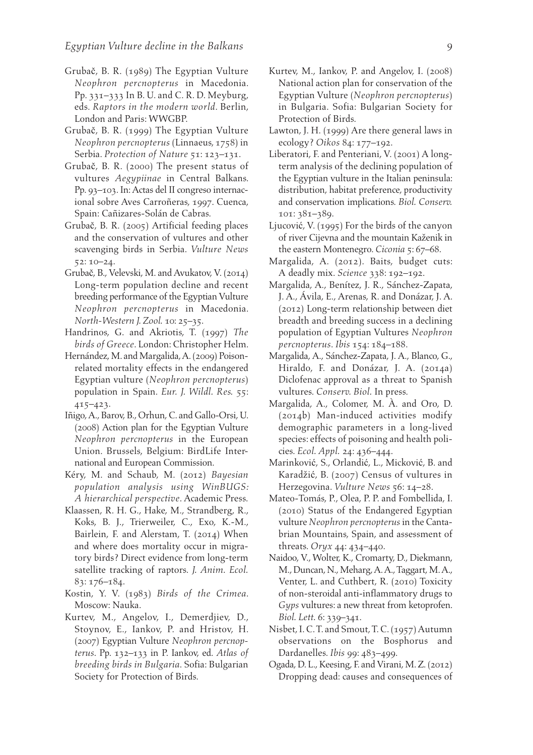Grubač, B. R. (1989) The Egyptian Vulture *Neophron percnopterus* in Macedonia. Pp. 331–333 In B. U. and C. R. D. Meyburg, eds. *Raptors in the modern world*. Berlin, London and Paris: WWGBP.

Grubač, B. R. (1999) The Egyptian Vulture *Neophron percnopterus* (Linnaeus, 1758) in Serbia. *Protection of Nature* 51: 123–131.

Grubač, B. R. (2000) The present status of vultures *Aegypiinae* in Central Balkans. Pp. 93–103. In: Actas del II congreso internacional sobre Aves Carroñeras, 1997. Cuenca, Spain: Cañizares-Solán de Cabras.

Grubač, B. R. (2005) Artificial feeding places and the conservation of vultures and other scavenging birds in Serbia. *Vulture News* 52: 10–24.

Grubač, B., Velevski, M. and Avukatov, V. (2014) Long-term population decline and recent breeding performance of the Egyptian Vulture *Neophron percnopterus* in Macedonia. *North-Western J. Zool.* 10: 25–35.

Handrinos, G. and Akriotis, T. (1997) *The birds of Greece*. London: Christopher Helm.

Hernández, M. and Margalida, A. (2009) Poison-related mortality effects in the endangered Egyptian vulture (*Neophron percnopterus*) population in Spain. *Eur. J. Wildl. Res.* 55: 415–423.

Iñigo, A., Barov, B., Orhun, C. and Gallo-Orsi, U. (2008) Action plan for the Egyptian Vulture *Neophron percnopterus* in the European Union. Brussels, Belgium: BirdLife International and European Commission.

Kéry, M. and Schaub, M. (2012) *Bayesian population analysis using WinBUGS: A hierarchical perspective*. Academic Press.

Klaassen, R. H. G., Hake, M., Strandberg, R., Koks, B. J., Trierweiler, C., Exo, K.-M., Bairlein, F. and Alerstam, T. (2014) When and where does mortality occur in migratory birds? Direct evidence from long-term satellite tracking of raptors. *J. Anim. Ecol.* 83: 176–184.

Kostin, Y. V. (1983) *Birds of the Crimea*. Moscow: Nauka.

Kurtev, M., Angelov, I., Demerdjiev, D., Stoynov, E., Iankov, P. and Hristov, H. (2007) Egyptian Vulture *Neophron percnopterus*. Pp. 132–133 in P. Iankov, ed. *Atlas of breeding birds in Bulgaria*. Sofia: Bulgarian Society for Protection of Birds.

Kurtev, M., Iankov, P. and Angelov, I. (2008) National action plan for conservation of the Egyptian Vulture (*Neophron percnopterus*) in Bulgaria. Sofia: Bulgarian Society for Protection of Birds.

Lawton, J. H. (1999) Are there general laws in ecology? *Oikos* 84: 177–192.

Liberatori, F. and Penteriani, V. (2001) A long-term analysis of the declining population of the Egyptian vulture in the Italian peninsula: distribution, habitat preference, productivity and conservation implications. *Biol. Conserv.* 101: 381–389.

Ljucović, V. (1995) For the birds of the canyon of river Cijevna and the mountain Kaženik in the eastern Montenegro. *Ciconia* 5: 67–68.

Margalida, A. (2012). Baits, budget cuts: A deadly mix. *Science* 338: 192–192.

Margalida, A., Benítez, J. R., Sánchez-Zapata, J. A., Ávila, E., Arenas, R. and Donázar, J. A. (2012) Long-term relationship between diet breadth and breeding success in a declining population of Egyptian Vultures *Neophron percnopterus*. *Ibis* 154: 184–188.

Margalida, A., Sánchez-Zapata, J. A., Blanco, G., Hiraldo, F. and Donázar, J. A. (2014a) Diclofenac approval as a threat to Spanish vultures. *Conserv. Biol.* In press.

Margalida, A., Colomer, M. À. and Oro, D. (2014b) Man-induced activities modify demographic parameters in a long-lived species: effects of poisoning and health policies. *Ecol. Appl.* 24: 436–444.

Marinković, S., Orlandić, L., Micković, B. and Karadžić, B. (2007) Census of vultures in Herzegovina. *Vulture News* 56: 14–28.

Mateo-Tomás, P., Olea, P. P. and Fombellida, I. (2010) Status of the Endangered Egyptian vulture *Neophron percnopterus* in the Cantabrian Mountains, Spain, and assessment of threats. *Oryx* 44: 434–440.

Naidoo, V., Wolter, K., Cromarty, D., Diekmann, M., Duncan, N., Meharg, A. A., Taggart, M. A., Venter, L. and Cuthbert, R. (2010) Toxicity of non-steroidal anti-inflammatory drugs to *Gyps* vultures: a new threat from ketoprofen. *Biol. Lett.* 6: 339–341.

Nisbet, I. C. T. and Smout, T. C. (1957) Autumn observations on the Bosphorus and Dardanelles. *Ibis* 99: 483–499.

Ogada, D. L., Keesing, F. and Virani, M. Z. (2012) Dropping dead: causes and consequences of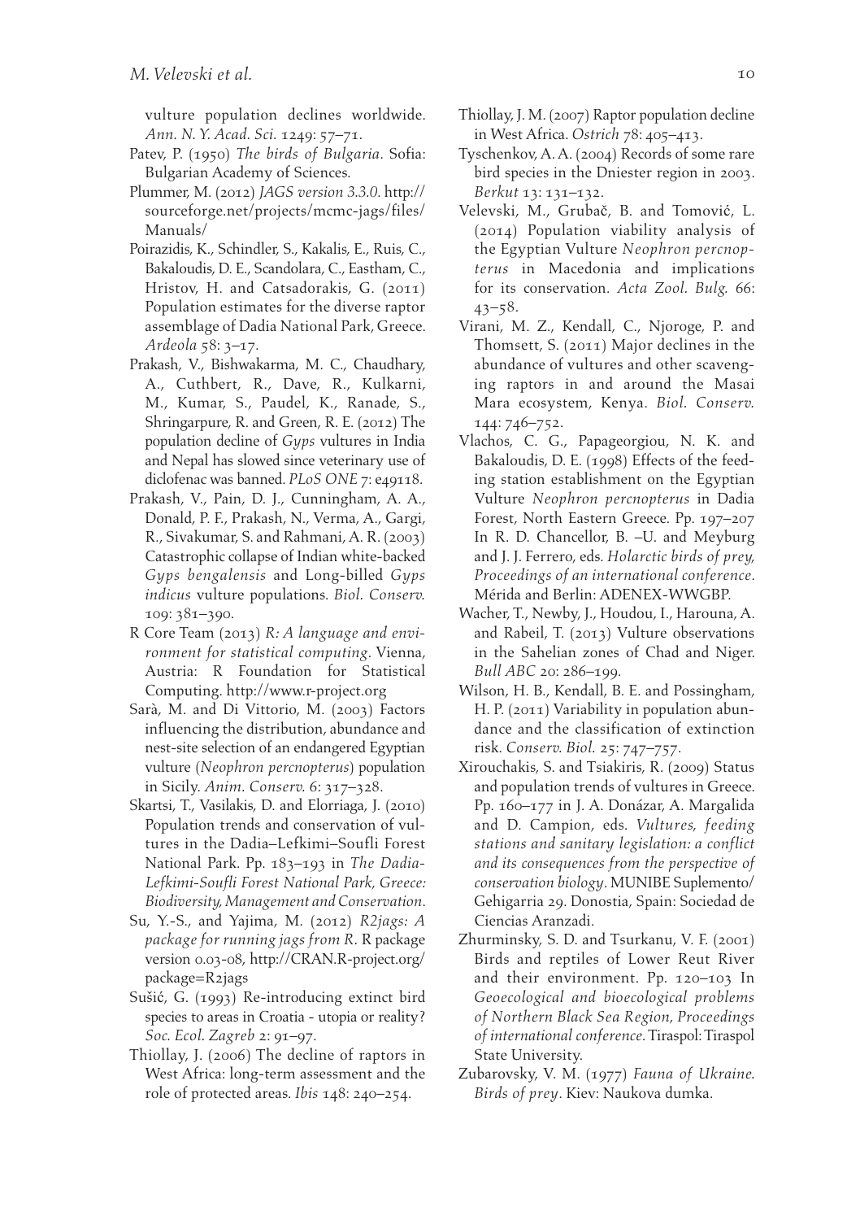vulture population declines worldwide. *Ann. N. Y. Acad. Sci.* 1249: 57–71.

Patev, P. (1950) *The birds of Bulgaria*. Sofia: Bulgarian Academy of Sciences.

Plummer, M. (2012) *JAGS version 3.3.0*. http://sourceforge.net/projects/mcmc-jags/files/Manuals/

Poirazidis, K., Schindler, S., Kakalis, E., Ruis, C., Bakaloudis, D. E., Scandolara, C., Eastham, C., Hristov, H. and Catsadorakis, G. (2011) Population estimates for the diverse raptor assemblage of Dadia National Park, Greece. *Ardeola* 58: 3–17.

Prakash, V., Bishwakarma, M. C., Chaudhary, A., Cuthbert, R., Dave, R., Kulkarni, M., Kumar, S., Paudel, K., Ranade, S., Shringarpure, R. and Green, R. E. (2012) The population decline of *Gyps* vultures in India and Nepal has slowed since veterinary use of diclofenac was banned. *PLoS ONE* 7: e49118.

Prakash, V., Pain, D. J., Cunningham, A. A., Donald, P. F., Prakash, N., Verma, A., Gargi, R., Sivakumar, S. and Rahmani, A. R. (2003) Catastrophic collapse of Indian white-backed *Gyps bengalensis* and Long-billed *Gyps indicus* vulture populations. *Biol. Conserv.* 109: 381–390.

R Core Team (2013) *R: A language and environment for statistical computing*. Vienna, Austria: R Foundation for Statistical Computing. http://www.r-project.org

Sarà, M. and Di Vittorio, M. (2003) Factors influencing the distribution, abundance and nest-site selection of an endangered Egyptian vulture (*Neophron percnopterus*) population in Sicily. *Anim. Conserv.* 6: 317–328.

Skartsi, T., Vasilakis, D. and Elorriaga, J. (2010) Population trends and conservation of vultures in the Dadia–Lefkimi–Soufli Forest National Park. Pp. 183–193 in *The Dadia-Lefkimi-Soufli Forest National Park, Greece: Biodiversity, Management and Conservation*.

Su, Y.-S., and Yajima, M. (2012) *R2jags: A package for running jags from R*. R package version 0.03-08, http://CRAN.R-project.org/package=R2jags

Sušić, G. (1993) Re-introducing extinct bird species to areas in Croatia - utopia or reality? *Soc. Ecol. Zagreb* 2: 91–97.

Thiollay, J. (2006) The decline of raptors in West Africa: long-term assessment and the role of protected areas. *Ibis* 148: 240–254.

Thiollay, J. M. (2007) Raptor population decline in West Africa. *Ostrich* 78: 405–413.

Tyschenkov, A. A. (2004) Records of some rare bird species in the Dniester region in 2003. *Berkut* 13: 131–132.

Velevski, M., Grubač, B. and Tomović, L. (2014) Population viability analysis of the Egyptian Vulture *Neophron percnopterus* in Macedonia and implications for its conservation. *Acta Zool. Bulg.* 66: 43–58.

Virani, M. Z., Kendall, C., Njoroge, P. and Thomsett, S. (2011) Major declines in the abundance of vultures and other scavenging raptors in and around the Masai Mara ecosystem, Kenya. *Biol. Conserv.* 144: 746–752.

Vlachos, C. G., Papageorgiou, N. K. and Bakaloudis, D. E. (1998) Effects of the feeding station establishment on the Egyptian Vulture *Neophron percnopterus* in Dadia Forest, North Eastern Greece. Pp. 197–207 In R. D. Chancellor, B. –U. and Meyburg and J. J. Ferrero, eds. *Holarctic birds of prey, Proceedings of an international conference*. Mérida and Berlin: ADENEX-WWGBP.

Wacher, T., Newby, J., Houdou, I., Harouna, A. and Rabeil, T. (2013) Vulture observations in the Sahelian zones of Chad and Niger. *Bull ABC* 20: 286–199.

Wilson, H. B., Kendall, B. E. and Possingham, H. P. (2011) Variability in population abundance and the classification of extinction risk. *Conserv. Biol.* 25: 747–757.

Xirouchakis, S. and Tsiakiris, R. (2009) Status and population trends of vultures in Greece. Pp. 160–177 in J. A. Donázar, A. Margalida and D. Campion, eds. *Vultures, feeding stations and sanitary legislation: a conflict and its consequences from the perspective of conservation biology*. MUNIBE Suplemento/Gehigarria 29. Donostia, Spain: Sociedad de Ciencias Aranzadi.

Zhurminsky, S. D. and Tsurkanu, V. F. (2001) Birds and reptiles of Lower Reut River and their environment. Pp. 120–103 In *Geoecological and bioecological problems of Northern Black Sea Region, Proceedings of international conference*. Tiraspol: Tiraspol State University.

Zubarovsky, V. M. (1977) *Fauna of Ukraine. Birds of prey*. Kiev: Naukova dumka.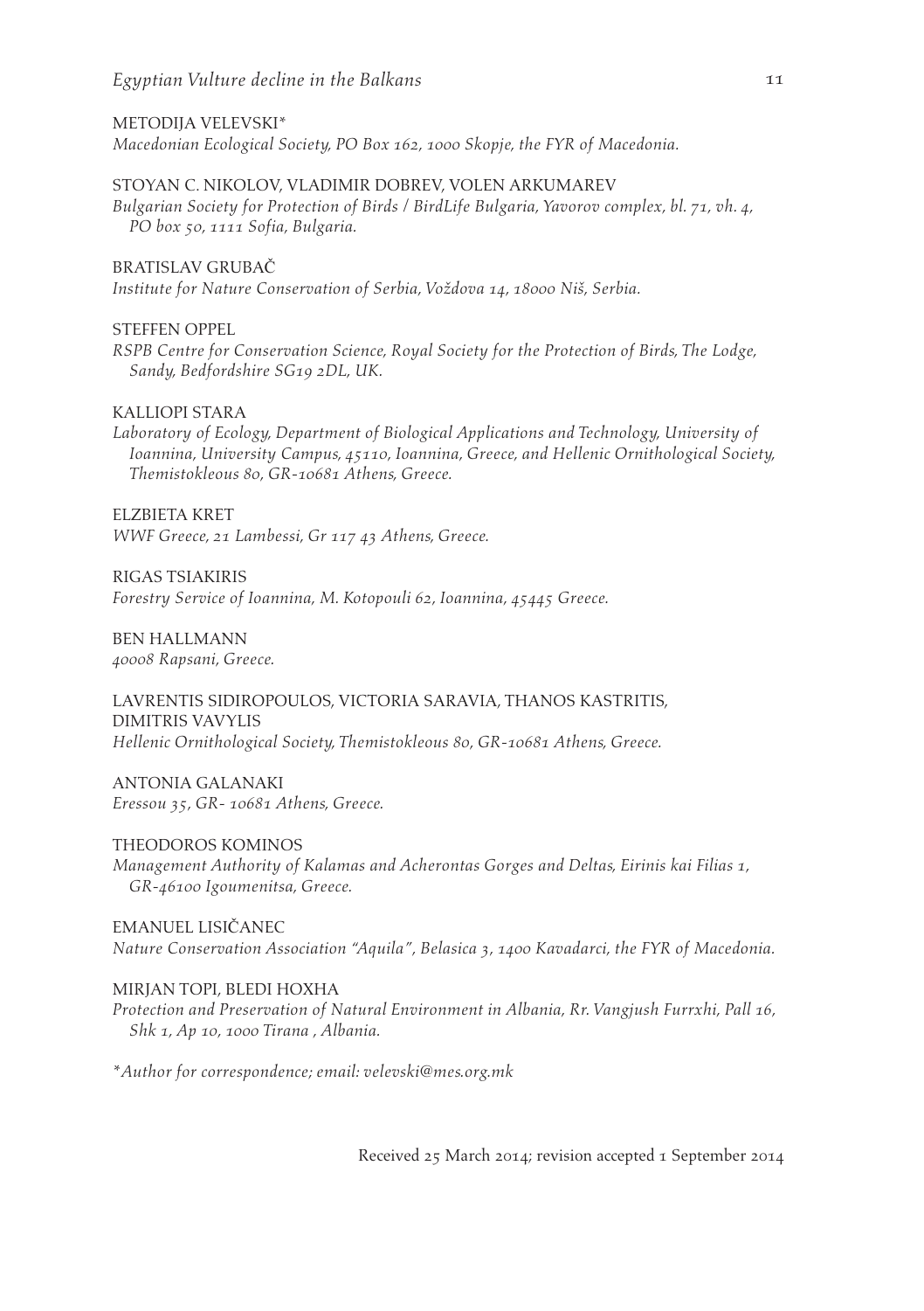METODIJA VELEVSKI*

*Macedonian Ecological Society, PO Box 162, 1000 Skopje, the FYR of Macedonia.*

STOYAN C. NIKOLOV, VLADIMIR DOBREV, VOLEN ARKUMAREV

*Bulgarian Society for Protection of Birds / BirdLife Bulgaria, Yavorov complex, bl. 71, vh. 4, PO box 50, 1111 Sofia, Bulgaria.*

BRATISLAV GRUBAČ

*Institute for Nature Conservation of Serbia, Voždova 14, 18000 Niš, Serbia.*

STEFFEN OPPEL

*RSPB Centre for Conservation Science, Royal Society for the Protection of Birds, The Lodge, Sandy, Bedfordshire SG19 2DL, UK.*

KALLIOPI STARA

*Laboratory of Ecology, Department of Biological Applications and Technology, University of Ioannina, University Campus, 45110, Ioannina, Greece, and Hellenic Ornithological Society, Themistokleous 80, GR-10681 Athens, Greece.*

ELZBIETA KRET

*WWF Greece, 21 Lambessi, Gr 117 43 Athens, Greece.*

RIGAS TSIAKIRIS

*Forestry Service of Ioannina, M. Kotopouli 62, Ioannina, 45445 Greece.*

BEN HALLMANN

*40008 Rapsani, Greece.*

LAVRENTIS SIDIROPOULOS, VICTORIA SARAVIA, THANOS KASTRITIS, DIMITRIS VAVYLIS

*Hellenic Ornithological Society, Themistokleous 80, GR-10681 Athens, Greece.*

ANTONIA GALANAKI

*Eressou 35, GR- 10681 Athens, Greece.*

THEODOROS KOMINOS

*Management Authority of Kalamas and Acherontas Gorges and Deltas, Eirinis kai Filias 1, GR-46100 Igoumenitsa, Greece.*

EMANUEL LISIČANEC

*Nature Conservation Association "Aquila", Belasica 3, 1400 Kavadarci, the FYR of Macedonia.*

MIRJAN TOPI, BLEDI HOXHA

*Protection and Preservation of Natural Environment in Albania, Rr. Vangjush Furrxhi, Pall 16, Shk 1, Ap 10, 1000 Tirana , Albania.*

**Author for correspondence; email: velevski@mes.org.mk*

Received 25 March 2014; revision accepted 1 September 2014